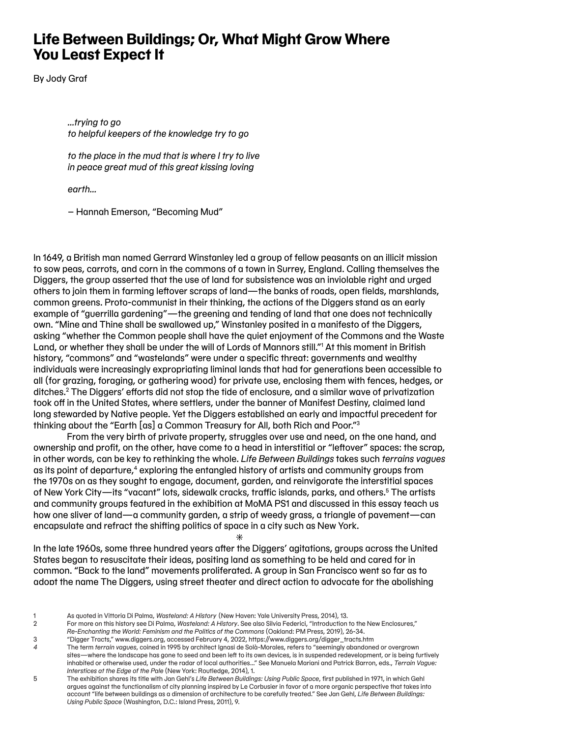# Life Between Buildings; Or, What Might Grow Where You Least Expect It

By Jody Graf

> *...trying to go*
> *to helpful keepers of the knowledge try to go*
>
> *to the place in the mud that is where I try to live*
> *in peace great mud of this great kissing loving*
>
> *earth...*
>
> – Hannah Emerson, "Becoming Mud"

In 1649, a British man named Gerrard Winstanley led a group of fellow peasants on an illicit mission to sow peas, carrots, and corn in the commons of a town in Surrey, England. Calling themselves the Diggers, the group asserted that the use of land for subsistence was an inviolable right and urged others to join them in farming leftover scraps of land—the banks of roads, open fields, marshlands, common greens. Proto-communist in their thinking, the actions of the Diggers stand as an early example of "guerrilla gardening"—the greening and tending of land that one does not technically own. "Mine and Thine shall be swallowed up," Winstanley posited in a manifesto of the Diggers, asking "whether the Common people shall have the quiet enjoyment of the Commons and the Waste Land, or whether they shall be under the will of Lords of Mannors still."[1] At this moment in British history, "commons" and "wastelands" were under a specific threat: governments and wealthy individuals were increasingly expropriating liminal lands that had for generations been accessible to all (for grazing, foraging, or gathering wood) for private use, enclosing them with fences, hedges, or ditches.[2] The Diggers' efforts did not stop the tide of enclosure, and a similar wave of privatization took off in the United States, where settlers, under the banner of Manifest Destiny, claimed land long stewarded by Native people. Yet the Diggers established an early and impactful precedent for thinking about the "Earth [as] a Common Treasury for All, both Rich and Poor."[3]

From the very birth of private property, struggles over use and need, on the one hand, and ownership and profit, on the other, have come to a head in interstitial or "leftover" spaces: the scrap, in other words, can be key to rethinking the whole. *Life Between Buildings* takes such *terrains vagues* as its point of departure,[4] exploring the entangled history of artists and community groups from the 1970s on as they sought to engage, document, garden, and reinvigorate the interstitial spaces of New York City—its "vacant" lots, sidewalk cracks, traffic islands, parks, and others.[5] The artists and community groups featured in the exhibition at MoMA PS1 and discussed in this essay teach us how one sliver of land—a community garden, a strip of weedy grass, a triangle of pavement—can encapsulate and refract the shifting politics of space in a city such as New York.

⁕

In the late 1960s, some three hundred years after the Diggers' agitations, groups across the United States began to resuscitate their ideas, positing land as something to be held and cared for in common. "Back to the land" movements proliferated. A group in San Francisco went so far as to adopt the name The Diggers, using street theater and direct action to advocate for the abolishing

---

1. As quoted in Vittoria Di Palma, *Wasteland: A History* (New Haven: Yale University Press, 2014), 13.
2. For more on this history see Di Palma, *Wasteland: A History*. See also Silvia Federici, "Introduction to the New Enclosures," *Re-Enchanting the World: Feminism and the Politics of the Commons* (Oakland: PM Press, 2019), 26-34.
3. "Digger Tracts," www.diggers.org, accessed February 4, 2022, https://www.diggers.org/digger_tracts.htm
4. The term *terrain vagues*, coined in 1995 by architect Ignasi de Solà-Morales, refers to "seemingly abandoned or overgrown sites—where the landscape has gone to seed and been left to its own devices, is in suspended redevelopment, or is being furtively inhabited or otherwise used, under the radar of local authorities..." See Manuela Mariani and Patrick Barron, eds., *Terrain Vague: Interstices at the Edge of the Pale* (New York: Routledge, 2014), 1.
5. The exhibition shares its title with Jan Gehl's *Life Between Buildings: Using Public Space*, first published in 1971, in which Gehl argues against the functionalism of city planning inspired by Le Corbusier in favor of a more organic perspective that takes into account "life between buildings as a dimension of architecture to be carefully treated." See Jan Gehl, *Life Between Buildings: Using Public Space* (Washington, D.C.: Island Press, 2011), 9.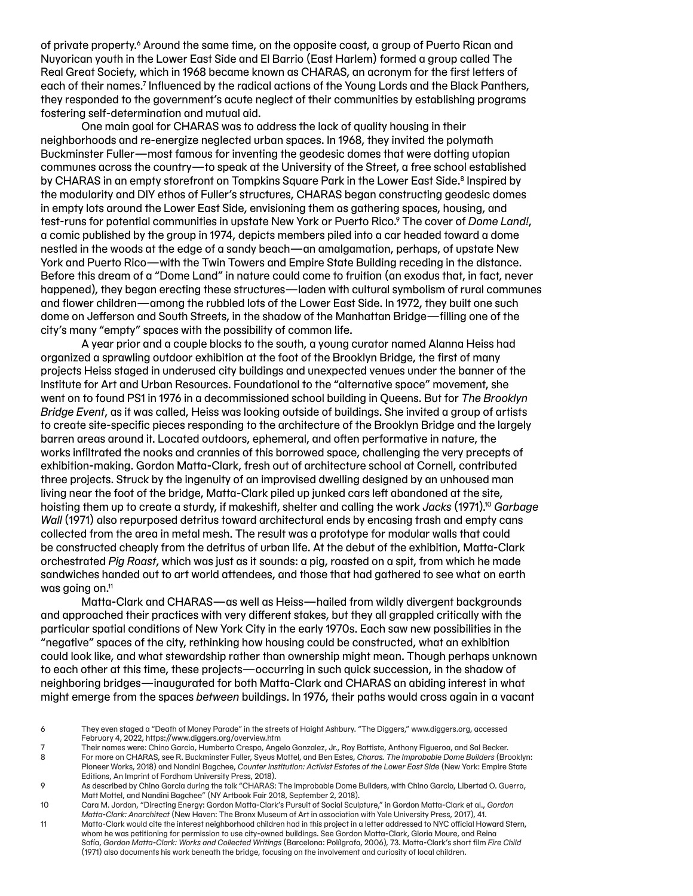of private property.[6] Around the same time, on the opposite coast, a group of Puerto Rican and Nuyorican youth in the Lower East Side and El Barrio (East Harlem) formed a group called The Real Great Society, which in 1968 became known as CHARAS, an acronym for the first letters of each of their names.[7] Influenced by the radical actions of the Young Lords and the Black Panthers, they responded to the government's acute neglect of their communities by establishing programs fostering self-determination and mutual aid.

One main goal for CHARAS was to address the lack of quality housing in their neighborhoods and re-energize neglected urban spaces. In 1968, they invited the polymath Buckminster Fuller—most famous for inventing the geodesic domes that were dotting utopian communes across the country—to speak at the University of the Street, a free school established by CHARAS in an empty storefront on Tompkins Square Park in the Lower East Side.[8] Inspired by the modularity and DIY ethos of Fuller's structures, CHARAS began constructing geodesic domes in empty lots around the Lower East Side, envisioning them as gathering spaces, housing, and test-runs for potential communities in upstate New York or Puerto Rico.[9] The cover of *Dome Land!*, a comic published by the group in 1974, depicts members piled into a car headed toward a dome nestled in the woods at the edge of a sandy beach—an amalgamation, perhaps, of upstate New York and Puerto Rico—with the Twin Towers and Empire State Building receding in the distance. Before this dream of a "Dome Land" in nature could come to fruition (an exodus that, in fact, never happened), they began erecting these structures—laden with cultural symbolism of rural communes and flower children—among the rubbled lots of the Lower East Side. In 1972, they built one such dome on Jefferson and South Streets, in the shadow of the Manhattan Bridge—filling one of the city's many "empty" spaces with the possibility of common life.

A year prior and a couple blocks to the south, a young curator named Alanna Heiss had organized a sprawling outdoor exhibition at the foot of the Brooklyn Bridge, the first of many projects Heiss staged in underused city buildings and unexpected venues under the banner of the Institute for Art and Urban Resources. Foundational to the "alternative space" movement, she went on to found PS1 in 1976 in a decommissioned school building in Queens. But for *The Brooklyn Bridge Event*, as it was called, Heiss was looking outside of buildings. She invited a group of artists to create site-specific pieces responding to the architecture of the Brooklyn Bridge and the largely barren areas around it. Located outdoors, ephemeral, and often performative in nature, the works infiltrated the nooks and crannies of this borrowed space, challenging the very precepts of exhibition-making. Gordon Matta-Clark, fresh out of architecture school at Cornell, contributed three projects. Struck by the ingenuity of an improvised dwelling designed by an unhoused man living near the foot of the bridge, Matta-Clark piled up junked cars left abandoned at the site, hoisting them up to create a sturdy, if makeshift, shelter and calling the work *Jacks* (1971).[10] *Garbage Wall* (1971) also repurposed detritus toward architectural ends by encasing trash and empty cans collected from the area in metal mesh. The result was a prototype for modular walls that could be constructed cheaply from the detritus of urban life. At the debut of the exhibition, Matta-Clark orchestrated *Pig Roast*, which was just as it sounds: a pig, roasted on a spit, from which he made sandwiches handed out to art world attendees, and those that had gathered to see what on earth was going on.[11]

Matta-Clark and CHARAS—as well as Heiss—hailed from wildly divergent backgrounds and approached their practices with very different stakes, but they all grappled critically with the particular spatial conditions of New York City in the early 1970s. Each saw new possibilities in the "negative" spaces of the city, rethinking how housing could be constructed, what an exhibition could look like, and what stewardship rather than ownership might mean. Though perhaps unknown to each other at this time, these projects—occurring in such quick succession, in the shadow of neighboring bridges—inaugurated for both Matta-Clark and CHARAS an abiding interest in what might emerge from the spaces *between* buildings. In 1976, their paths would cross again in a vacant

6 They even staged a "Death of Money Parade" in the streets of Haight Ashbury. "The Diggers," www.diggers.org, accessed February 4, 2022, https://www.diggers.org/overview.htm

7 Their names were: Chino Garcia, Humberto Crespo, Angelo Gonzalez, Jr., Roy Battiste, Anthony Figueroa, and Sal Becker.

8 For more on CHARAS, see R. Buckminster Fuller, Syeus Mottel, and Ben Estes, *Charas. The Improbable Dome Builders* (Brooklyn: Pioneer Works, 2018) and Nandini Bagchee, *Counter Institution: Activist Estates of the Lower East Side* (New York: Empire State Editions, An Imprint of Fordham University Press, 2018).

9 As described by Chino Garcia during the talk "CHARAS: The Improbable Dome Builders, with Chino Garcia, Libertad O. Guerra, Matt Mottel, and Nandini Bagchee" (NY Artbook Fair 2018, September 2, 2018).

10 Cara M. Jordan, "Directing Energy: Gordon Matta-Clark's Pursuit of Social Sculpture," in Gordon Matta-Clark et al., *Gordon Matta-Clark: Anarchitect* (New Haven: The Bronx Museum of Art in association with Yale University Press, 2017), 41.

11 Matta-Clark would cite the interest neighborhood children had in this project in a letter addressed to NYC official Howard Stern, whom he was petitioning for permission to use city-owned buildings. See Gordon Matta-Clark, Gloria Moure, and Reina Sofía, *Gordon Matta-Clark: Works and Collected Writings* (Barcelona: Polígrafa, 2006), 73. Matta-Clark's short film *Fire Child* (1971) also documents his work beneath the bridge, focusing on the involvement and curiosity of local children.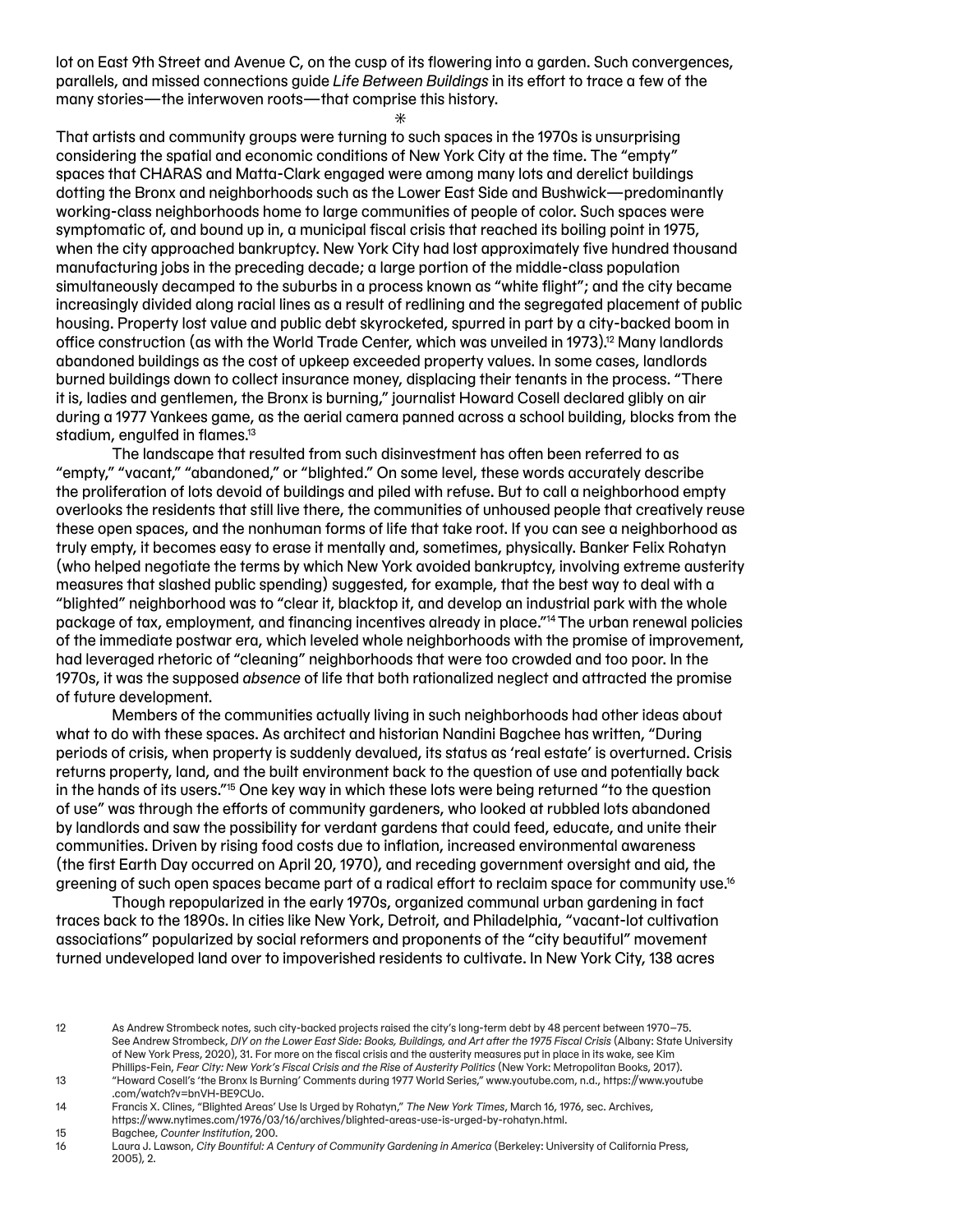lot on East 9th Street and Avenue C, on the cusp of its flowering into a garden. Such convergences, parallels, and missed connections guide *Life Between Buildings* in its effort to trace a few of the many stories—the interwoven roots—that comprise this history.

*

That artists and community groups were turning to such spaces in the 1970s is unsurprising considering the spatial and economic conditions of New York City at the time. The "empty" spaces that CHARAS and Matta-Clark engaged were among many lots and derelict buildings dotting the Bronx and neighborhoods such as the Lower East Side and Bushwick—predominantly working-class neighborhoods home to large communities of people of color. Such spaces were symptomatic of, and bound up in, a municipal fiscal crisis that reached its boiling point in 1975, when the city approached bankruptcy. New York City had lost approximately five hundred thousand manufacturing jobs in the preceding decade; a large portion of the middle-class population simultaneously decamped to the suburbs in a process known as "white flight"; and the city became increasingly divided along racial lines as a result of redlining and the segregated placement of public housing. Property lost value and public debt skyrocketed, spurred in part by a city-backed boom in office construction (as with the World Trade Center, which was unveiled in 1973).[12] Many landlords abandoned buildings as the cost of upkeep exceeded property values. In some cases, landlords burned buildings down to collect insurance money, displacing their tenants in the process. "There it is, ladies and gentlemen, the Bronx is burning," journalist Howard Cosell declared glibly on air during a 1977 Yankees game, as the aerial camera panned across a school building, blocks from the stadium, engulfed in flames.[13]

The landscape that resulted from such disinvestment has often been referred to as "empty," "vacant," "abandoned," or "blighted." On some level, these words accurately describe the proliferation of lots devoid of buildings and piled with refuse. But to call a neighborhood empty overlooks the residents that still live there, the communities of unhoused people that creatively reuse these open spaces, and the nonhuman forms of life that take root. If you can see a neighborhood as truly empty, it becomes easy to erase it mentally and, sometimes, physically. Banker Felix Rohatyn (who helped negotiate the terms by which New York avoided bankruptcy, involving extreme austerity measures that slashed public spending) suggested, for example, that the best way to deal with a "blighted" neighborhood was to "clear it, blacktop it, and develop an industrial park with the whole package of tax, employment, and financing incentives already in place."[14] The urban renewal policies of the immediate postwar era, which leveled whole neighborhoods with the promise of improvement, had leveraged rhetoric of "cleaning" neighborhoods that were too crowded and too poor. In the 1970s, it was the supposed *absence* of life that both rationalized neglect and attracted the promise of future development.

Members of the communities actually living in such neighborhoods had other ideas about what to do with these spaces. As architect and historian Nandini Bagchee has written, "During periods of crisis, when property is suddenly devalued, its status as 'real estate' is overturned. Crisis returns property, land, and the built environment back to the question of use and potentially back in the hands of its users."[15] One key way in which these lots were being returned "to the question of use" was through the efforts of community gardeners, who looked at rubbled lots abandoned by landlords and saw the possibility for verdant gardens that could feed, educate, and unite their communities. Driven by rising food costs due to inflation, increased environmental awareness (the first Earth Day occurred on April 20, 1970), and receding government oversight and aid, the greening of such open spaces became part of a radical effort to reclaim space for community use.[16]

Though repopularized in the early 1970s, organized communal urban gardening in fact traces back to the 1890s. In cities like New York, Detroit, and Philadelphia, "vacant-lot cultivation associations" popularized by social reformers and proponents of the "city beautiful" movement turned undeveloped land over to impoverished residents to cultivate. In New York City, 138 acres

12 As Andrew Strombeck notes, such city-backed projects raised the city's long-term debt by 48 percent between 1970–75. See Andrew Strombeck, *DIY on the Lower East Side: Books, Buildings, and Art after the 1975 Fiscal Crisis* (Albany: State University of New York Press, 2020), 31. For more on the fiscal crisis and the austerity measures put in place in its wake, see Kim Phillips-Fein, *Fear City: New York's Fiscal Crisis and the Rise of Austerity Politics* (New York: Metropolitan Books, 2017).

13 "Howard Cosell's 'the Bronx Is Burning' Comments during 1977 World Series," www.youtube.com, n.d., https://www.youtube.com/watch?v=bnVH-BE9CUo.

14 Francis X. Clines, "'Blighted Areas' Use Is Urged by Rohatyn," *The New York Times*, March 16, 1976, sec. Archives, https://www.nytimes.com/1976/03/16/archives/blighted-areas-use-is-urged-by-rohatyn.html.

15 Bagchee, *Counter Institution*, 200.

16 Laura J. Lawson, *City Bountiful: A Century of Community Gardening in America* (Berkeley: University of California Press, 2005), 2.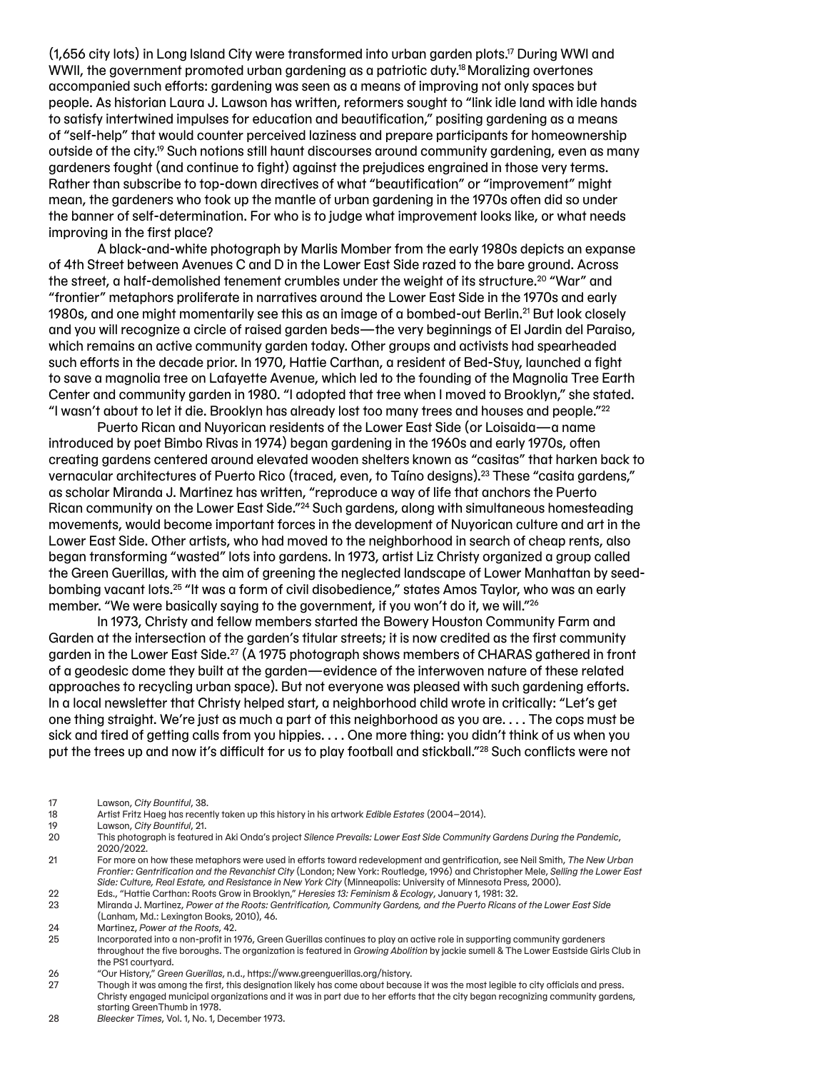(1,656 city lots) in Long Island City were transformed into urban garden plots.[17] During WWI and WWII, the government promoted urban gardening as a patriotic duty.[18] Moralizing overtones accompanied such efforts: gardening was seen as a means of improving not only spaces but people. As historian Laura J. Lawson has written, reformers sought to "link idle land with idle hands to satisfy intertwined impulses for education and beautification," positing gardening as a means of "self-help" that would counter perceived laziness and prepare participants for homeownership outside of the city.[19] Such notions still haunt discourses around community gardening, even as many gardeners fought (and continue to fight) against the prejudices engrained in those very terms. Rather than subscribe to top-down directives of what "beautification" or "improvement" might mean, the gardeners who took up the mantle of urban gardening in the 1970s often did so under the banner of self-determination. For who is to judge what improvement looks like, or what needs improving in the first place?

A black-and-white photograph by Marlis Momber from the early 1980s depicts an expanse of 4th Street between Avenues C and D in the Lower East Side razed to the bare ground. Across the street, a half-demolished tenement crumbles under the weight of its structure.[20] "War" and "frontier" metaphors proliferate in narratives around the Lower East Side in the 1970s and early 1980s, and one might momentarily see this as an image of a bombed-out Berlin.[21] But look closely and you will recognize a circle of raised garden beds—the very beginnings of El Jardin del Paraiso, which remains an active community garden today. Other groups and activists had spearheaded such efforts in the decade prior. In 1970, Hattie Carthan, a resident of Bed-Stuy, launched a fight to save a magnolia tree on Lafayette Avenue, which led to the founding of the Magnolia Tree Earth Center and community garden in 1980. "I adopted that tree when I moved to Brooklyn," she stated. "I wasn't about to let it die. Brooklyn has already lost too many trees and houses and people."[22]

Puerto Rican and Nuyorican residents of the Lower East Side (or Loisaida—a name introduced by poet Bimbo Rivas in 1974) began gardening in the 1960s and early 1970s, often creating gardens centered around elevated wooden shelters known as "casitas" that harken back to vernacular architectures of Puerto Rico (traced, even, to Taíno designs).[23] These "casita gardens," as scholar Miranda J. Martinez has written, "reproduce a way of life that anchors the Puerto Rican community on the Lower East Side."[24] Such gardens, along with simultaneous homesteading movements, would become important forces in the development of Nuyorican culture and art in the Lower East Side. Other artists, who had moved to the neighborhood in search of cheap rents, also began transforming "wasted" lots into gardens. In 1973, artist Liz Christy organized a group called the Green Guerillas, with the aim of greening the neglected landscape of Lower Manhattan by seed-bombing vacant lots.[25] "It was a form of civil disobedience," states Amos Taylor, who was an early member. "We were basically saying to the government, if you won't do it, we will."[26]

In 1973, Christy and fellow members started the Bowery Houston Community Farm and Garden at the intersection of the garden's titular streets; it is now credited as the first community garden in the Lower East Side.[27] (A 1975 photograph shows members of CHARAS gathered in front of a geodesic dome they built at the garden—evidence of the interwoven nature of these related approaches to recycling urban space). But not everyone was pleased with such gardening efforts. In a local newsletter that Christy helped start, a neighborhood child wrote in critically: "Let's get one thing straight. We're just as much a part of this neighborhood as you are. . . . The cops must be sick and tired of getting calls from you hippies. . . . One more thing: you didn't think of us when you put the trees up and now it's difficult for us to play football and stickball."[28] Such conflicts were not

17 Lawson, *City Bountiful*, 38.

18 Artist Fritz Haeg has recently taken up this history in his artwork *Edible Estates* (2004–2014).

19 Lawson, *City Bountiful*, 21.

20 This photograph is featured in Aki Onda's project *Silence Prevails: Lower East Side Community Gardens During the Pandemic*, 2020/2022.

21 For more on how these metaphors were used in efforts toward redevelopment and gentrification, see Neil Smith, *The New Urban Frontier: Gentrification and the Revanchist City* (London; New York: Routledge, 1996) and Christopher Mele, *Selling the Lower East Side: Culture, Real Estate, and Resistance in New York City* (Minneapolis: University of Minnesota Press, 2000).

22 Eds., "Hattie Carthan: Roots Grow in Brooklyn," *Heresies 13: Feminism & Ecology*, January 1, 1981: 32.

23 Miranda J. Martinez, *Power at the Roots: Gentrification, Community Gardens, and the Puerto Ricans of the Lower East Side* (Lanham, Md.: Lexington Books, 2010), 46.

24 Martinez, *Power at the Roots*, 42.

25 Incorporated into a non-profit in 1976, Green Guerillas continues to play an active role in supporting community gardeners throughout the five boroughs. The organization is featured in *Growing Abolition* by jackie sumell & The Lower Eastside Girls Club in the PS1 courtyard.

26 "Our History," *Green Guerillas*, n.d., https://www.greenguerillas.org/history.

27 Though it was among the first, this designation likely has come about because it was the most legible to city officials and press. Christy engaged municipal organizations and it was in part due to her efforts that the city began recognizing community gardens, starting GreenThumb in 1978.

28 *Bleecker Times*, Vol. 1, No. 1, December 1973.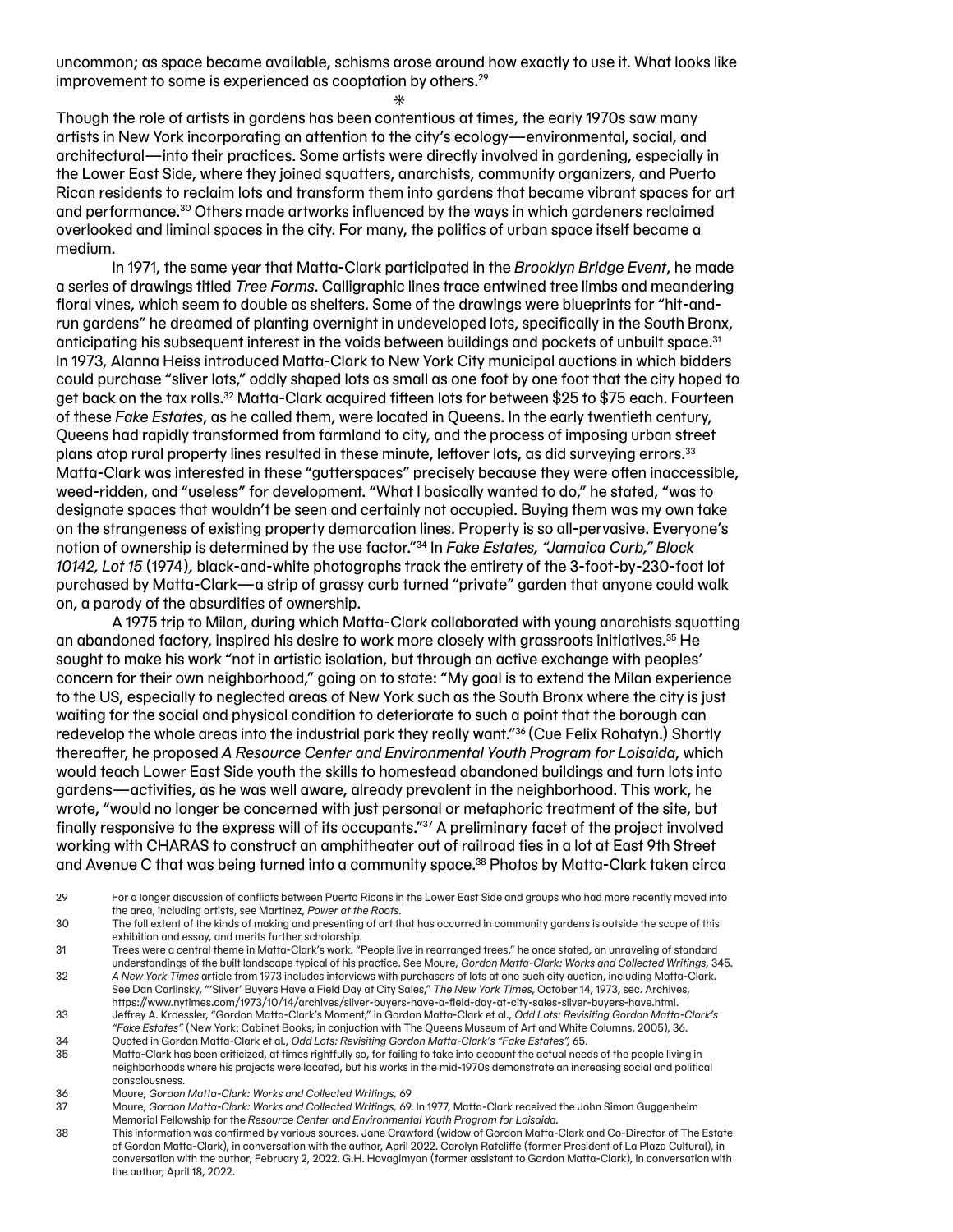uncommon; as space became available, schisms arose around how exactly to use it. What looks like improvement to some is experienced as cooptation by others.[29]

*

Though the role of artists in gardens has been contentious at times, the early 1970s saw many artists in New York incorporating an attention to the city's ecology—environmental, social, and architectural—into their practices. Some artists were directly involved in gardening, especially in the Lower East Side, where they joined squatters, anarchists, community organizers, and Puerto Rican residents to reclaim lots and transform them into gardens that became vibrant spaces for art and performance.[30] Others made artworks influenced by the ways in which gardeners reclaimed overlooked and liminal spaces in the city. For many, the politics of urban space itself became a medium.

In 1971, the same year that Matta-Clark participated in the *Brooklyn Bridge Event*, he made a series of drawings titled *Tree Forms*. Calligraphic lines trace entwined tree limbs and meandering floral vines, which seem to double as shelters. Some of the drawings were blueprints for "hit-and-run gardens" he dreamed of planting overnight in undeveloped lots, specifically in the South Bronx, anticipating his subsequent interest in the voids between buildings and pockets of unbuilt space.[31] In 1973, Alanna Heiss introduced Matta-Clark to New York City municipal auctions in which bidders could purchase "sliver lots," oddly shaped lots as small as one foot by one foot that the city hoped to get back on the tax rolls.[32] Matta-Clark acquired fifteen lots for between $25 to $75 each. Fourteen of these *Fake Estates*, as he called them, were located in Queens. In the early twentieth century, Queens had rapidly transformed from farmland to city, and the process of imposing urban street plans atop rural property lines resulted in these minute, leftover lots, as did surveying errors.[33] Matta-Clark was interested in these "gutterspaces" precisely because they were often inaccessible, weed-ridden, and "useless" for development. "What I basically wanted to do," he stated, "was to designate spaces that wouldn't be seen and certainly not occupied. Buying them was my own take on the strangeness of existing property demarcation lines. Property is so all-pervasive. Everyone's notion of ownership is determined by the use factor."[34] In *Fake Estates, "Jamaica Curb," Block 10142, Lot 15* (1974), black-and-white photographs track the entirety of the 3-foot-by-230-foot lot purchased by Matta-Clark—a strip of grassy curb turned "private" garden that anyone could walk on, a parody of the absurdities of ownership.

A 1975 trip to Milan, during which Matta-Clark collaborated with young anarchists squatting an abandoned factory, inspired his desire to work more closely with grassroots initiatives.[35] He sought to make his work "not in artistic isolation, but through an active exchange with peoples' concern for their own neighborhood," going on to state: "My goal is to extend the Milan experience to the US, especially to neglected areas of New York such as the South Bronx where the city is just waiting for the social and physical condition to deteriorate to such a point that the borough can redevelop the whole areas into the industrial park they really want."[36] (Cue Felix Rohatyn.) Shortly thereafter, he proposed *A Resource Center and Environmental Youth Program for Loisaida*, which would teach Lower East Side youth the skills to homestead abandoned buildings and turn lots into gardens—activities, as he was well aware, already prevalent in the neighborhood. This work, he wrote, "would no longer be concerned with just personal or metaphoric treatment of the site, but finally responsive to the express will of its occupants."[37] A preliminary facet of the project involved working with CHARAS to construct an amphitheater out of railroad ties in a lot at East 9th Street and Avenue C that was being turned into a community space.[38] Photos by Matta-Clark taken circa

29 For a longer discussion of conflicts between Puerto Ricans in the Lower East Side and groups who had more recently moved into the area, including artists, see Martinez, *Power at the Roots*.

30 The full extent of the kinds of making and presenting of art that has occurred in community gardens is outside the scope of this exhibition and essay, and merits further scholarship.

31 Trees were a central theme in Matta-Clark's work. "People live in rearranged trees," he once stated, an unraveling of standard understandings of the built landscape typical of his practice. See Moure, *Gordon Matta-Clark: Works and Collected Writings,* 345.

32 *A New York Times* article from 1973 includes interviews with purchasers of lots at one such city auction, including Matta-Clark. See Dan Carlinsky, "'Sliver' Buyers Have a Field Day at City Sales," *The New York Times*, October 14, 1973, sec. Archives, https://www.nytimes.com/1973/10/14/archives/sliver-buyers-have-a-field-day-at-city-sales-sliver-buyers-have.html.

33 Jeffrey A. Kroessler, "Gordon Matta-Clark's Moment," in Gordon Matta-Clark et al., *Odd Lots: Revisiting Gordon Matta-Clark's "Fake Estates"* (New York: Cabinet Books, in conjuction with The Queens Museum of Art and White Columns, 2005), 36.

34 Quoted in Gordon Matta-Clark et al., *Odd Lots: Revisiting Gordon Matta-Clark's "Fake Estates",* 65.

35 Matta-Clark has been criticized, at times rightfully so, for failing to take into account the actual needs of the people living in neighborhoods where his projects were located, but his works in the mid-1970s demonstrate an increasing social and political consciousness.

36 Moure, *Gordon Matta-Clark: Works and Collected Writings,* 69

37 Moure, *Gordon Matta-Clark: Works and Collected Writings,* 69. In 1977, Matta-Clark received the John Simon Guggenheim Memorial Fellowship for the *Resource Center and Environmental Youth Program for Loisaida.*

38 This information was confirmed by various sources. Jane Crawford (widow of Gordon Matta-Clark and Co-Director of The Estate of Gordon Matta-Clark), in conversation with the author, April 2022. Carolyn Ratcliffe (former President of La Plaza Cultural), in conversation with the author, February 2, 2022. G.H. Hovagimyan (former assistant to Gordon Matta-Clark), in conversation with the author, April 18, 2022.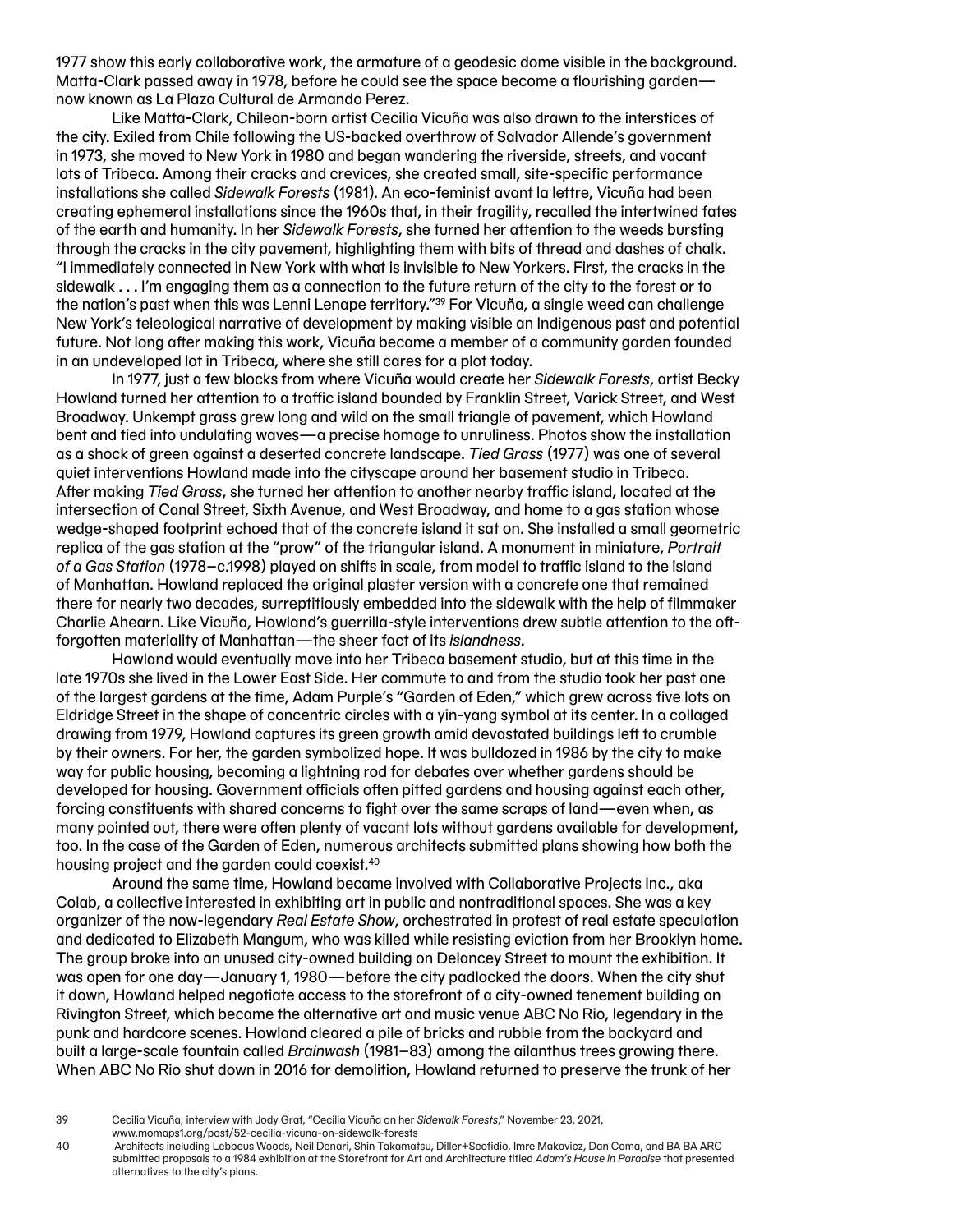1977 show this early collaborative work, the armature of a geodesic dome visible in the background. Matta-Clark passed away in 1978, before he could see the space become a flourishing garden—now known as La Plaza Cultural de Armando Perez.

Like Matta-Clark, Chilean-born artist Cecilia Vicuña was also drawn to the interstices of the city. Exiled from Chile following the US-backed overthrow of Salvador Allende's government in 1973, she moved to New York in 1980 and began wandering the riverside, streets, and vacant lots of Tribeca. Among their cracks and crevices, she created small, site-specific performance installations she called *Sidewalk Forests* (1981). An eco-feminist avant la lettre, Vicuña had been creating ephemeral installations since the 1960s that, in their fragility, recalled the intertwined fates of the earth and humanity. In her *Sidewalk Forests*, she turned her attention to the weeds bursting through the cracks in the city pavement, highlighting them with bits of thread and dashes of chalk. "I immediately connected in New York with what is invisible to New Yorkers. First, the cracks in the sidewalk . . . I'm engaging them as a connection to the future return of the city to the forest or to the nation's past when this was Lenni Lenape territory."[39] For Vicuña, a single weed can challenge New York's teleological narrative of development by making visible an Indigenous past and potential future. Not long after making this work, Vicuña became a member of a community garden founded in an undeveloped lot in Tribeca, where she still cares for a plot today.

In 1977, just a few blocks from where Vicuña would create her *Sidewalk Forests*, artist Becky Howland turned her attention to a traffic island bounded by Franklin Street, Varick Street, and West Broadway. Unkempt grass grew long and wild on the small triangle of pavement, which Howland bent and tied into undulating waves—a precise homage to unruliness. Photos show the installation as a shock of green against a deserted concrete landscape. *Tied Grass* (1977) was one of several quiet interventions Howland made into the cityscape around her basement studio in Tribeca. After making *Tied Grass*, she turned her attention to another nearby traffic island, located at the intersection of Canal Street, Sixth Avenue, and West Broadway, and home to a gas station whose wedge-shaped footprint echoed that of the concrete island it sat on. She installed a small geometric replica of the gas station at the "prow" of the triangular island. A monument in miniature, *Portrait of a Gas Station* (1978–c.1998) played on shifts in scale, from model to traffic island to the island of Manhattan. Howland replaced the original plaster version with a concrete one that remained there for nearly two decades, surreptitiously embedded into the sidewalk with the help of filmmaker Charlie Ahearn. Like Vicuña, Howland's guerrilla-style interventions drew subtle attention to the oft-forgotten materiality of Manhattan—the sheer fact of its *islandness*.

Howland would eventually move into her Tribeca basement studio, but at this time in the late 1970s she lived in the Lower East Side. Her commute to and from the studio took her past one of the largest gardens at the time, Adam Purple's "Garden of Eden," which grew across five lots on Eldridge Street in the shape of concentric circles with a yin-yang symbol at its center. In a collaged drawing from 1979, Howland captures its green growth amid devastated buildings left to crumble by their owners. For her, the garden symbolized hope. It was bulldozed in 1986 by the city to make way for public housing, becoming a lightning rod for debates over whether gardens should be developed for housing. Government officials often pitted gardens and housing against each other, forcing constituents with shared concerns to fight over the same scraps of land—even when, as many pointed out, there were often plenty of vacant lots without gardens available for development, too. In the case of the Garden of Eden, numerous architects submitted plans showing how both the housing project and the garden could coexist.[40]

Around the same time, Howland became involved with Collaborative Projects Inc., aka Colab, a collective interested in exhibiting art in public and nontraditional spaces. She was a key organizer of the now-legendary *Real Estate Show*, orchestrated in protest of real estate speculation and dedicated to Elizabeth Mangum, who was killed while resisting eviction from her Brooklyn home. The group broke into an unused city-owned building on Delancey Street to mount the exhibition. It was open for one day—January 1, 1980—before the city padlocked the doors. When the city shut it down, Howland helped negotiate access to the storefront of a city-owned tenement building on Rivington Street, which became the alternative art and music venue ABC No Rio, legendary in the punk and hardcore scenes. Howland cleared a pile of bricks and rubble from the backyard and built a large-scale fountain called *Brainwash* (1981–83) among the ailanthus trees growing there. When ABC No Rio shut down in 2016 for demolition, Howland returned to preserve the trunk of her

39 Cecilia Vicuña, interview with Jody Graf, "Cecilia Vicuña on her *Sidewalk Forests*," November 23, 2021, www.momaps1.org/post/52-cecilia-vicuna-on-sidewalk-forests

40 Architects including Lebbeus Woods, Neil Denari, Shin Takamatsu, Diller+Scofidio, Imre Makovicz, Dan Coma, and BA BA ARC submitted proposals to a 1984 exhibition at the Storefront for Art and Architecture titled *Adam's House in Paradise* that presented alternatives to the city's plans.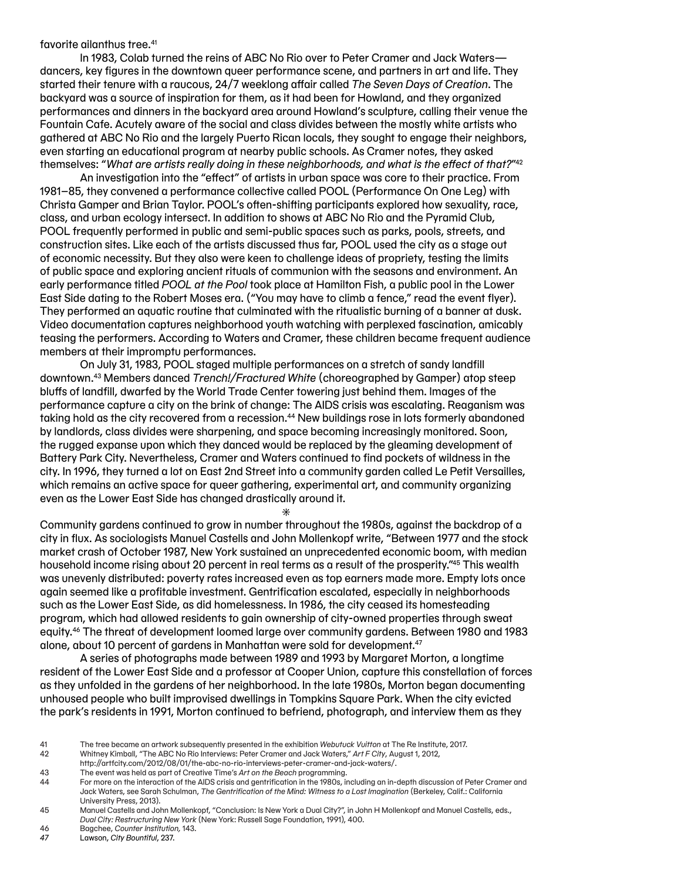favorite ailanthus tree.[41]

In 1983, Colab turned the reins of ABC No Rio over to Peter Cramer and Jack Waters—dancers, key figures in the downtown queer performance scene, and partners in art and life. They started their tenure with a raucous, 24/7 weeklong affair called *The Seven Days of Creation*. The backyard was a source of inspiration for them, as it had been for Howland, and they organized performances and dinners in the backyard area around Howland's sculpture, calling their venue the Fountain Cafe. Acutely aware of the social and class divides between the mostly white artists who gathered at ABC No Rio and the largely Puerto Rican locals, they sought to engage their neighbors, even starting an educational program at nearby public schools. As Cramer notes, they asked themselves: "*What are artists really doing in these neighborhoods, and what is the effect of that?*"[42]

An investigation into the "effect" of artists in urban space was core to their practice. From 1981–85, they convened a performance collective called POOL (Performance On One Leg) with Christa Gamper and Brian Taylor. POOL's often-shifting participants explored how sexuality, race, class, and urban ecology intersect. In addition to shows at ABC No Rio and the Pyramid Club, POOL frequently performed in public and semi-public spaces such as parks, pools, streets, and construction sites. Like each of the artists discussed thus far, POOL used the city as a stage out of economic necessity. But they also were keen to challenge ideas of propriety, testing the limits of public space and exploring ancient rituals of communion with the seasons and environment. An early performance titled *POOL at the Pool* took place at Hamilton Fish, a public pool in the Lower East Side dating to the Robert Moses era. ("You may have to climb a fence," read the event flyer). They performed an aquatic routine that culminated with the ritualistic burning of a banner at dusk. Video documentation captures neighborhood youth watching with perplexed fascination, amicably teasing the performers. According to Waters and Cramer, these children became frequent audience members at their impromptu performances.

On July 31, 1983, POOL staged multiple performances on a stretch of sandy landfill downtown.[43] Members danced *Trench!/Fractured White* (choreographed by Gamper) atop steep bluffs of landfill, dwarfed by the World Trade Center towering just behind them. Images of the performance capture a city on the brink of change: The AIDS crisis was escalating. Reaganism was taking hold as the city recovered from a recession.[44] New buildings rose in lots formerly abandoned by landlords, class divides were sharpening, and space becoming increasingly monitored. Soon, the rugged expanse upon which they danced would be replaced by the gleaming development of Battery Park City. Nevertheless, Cramer and Waters continued to find pockets of wildness in the city. In 1996, they turned a lot on East 2nd Street into a community garden called Le Petit Versailles, which remains an active space for queer gathering, experimental art, and community organizing even as the Lower East Side has changed drastically around it.

⁎

Community gardens continued to grow in number throughout the 1980s, against the backdrop of a city in flux. As sociologists Manuel Castells and John Mollenkopf write, "Between 1977 and the stock market crash of October 1987, New York sustained an unprecedented economic boom, with median household income rising about 20 percent in real terms as a result of the prosperity."[45] This wealth was unevenly distributed: poverty rates increased even as top earners made more. Empty lots once again seemed like a profitable investment. Gentrification escalated, especially in neighborhoods such as the Lower East Side, as did homelessness. In 1986, the city ceased its homesteading program, which had allowed residents to gain ownership of city-owned properties through sweat equity.[46] The threat of development loomed large over community gardens. Between 1980 and 1983 alone, about 10 percent of gardens in Manhattan were sold for development.[47]

A series of photographs made between 1989 and 1993 by Margaret Morton, a longtime resident of the Lower East Side and a professor at Cooper Union, capture this constellation of forces as they unfolded in the gardens of her neighborhood. In the late 1980s, Morton began documenting unhoused people who built improvised dwellings in Tompkins Square Park. When the city evicted the park's residents in 1991, Morton continued to befriend, photograph, and interview them as they

41 The tree became an artwork subsequently presented in the exhibition *Webutuck Vuitton* at The Re Institute, 2017.
42 Whitney Kimball, "The ABC No Rio Interviews: Peter Cramer and Jack Waters," *Art F City*, August 1, 2012, http://artfcity.com/2012/08/01/the-abc-no-rio-interviews-peter-cramer-and-jack-waters/.
43 The event was held as part of Creative Time's *Art on the Beach* programming.
44 For more on the interaction of the AIDS crisis and gentrification in the 1980s, including an in-depth discussion of Peter Cramer and Jack Waters, see Sarah Schulman, *The Gentrification of the Mind: Witness to a Lost Imagination* (Berkeley, Calif.: California University Press, 2013).
45 Manuel Castells and John Mollenkopf, "Conclusion: Is New York a Dual City?", in John H Mollenkopf and Manuel Castells, eds., *Dual City: Restructuring New York* (New York: Russell Sage Foundation, 1991), 400.
46 Bagchee, *Counter Institution*, 143.
47 Lawson, *City Bountiful*, 237.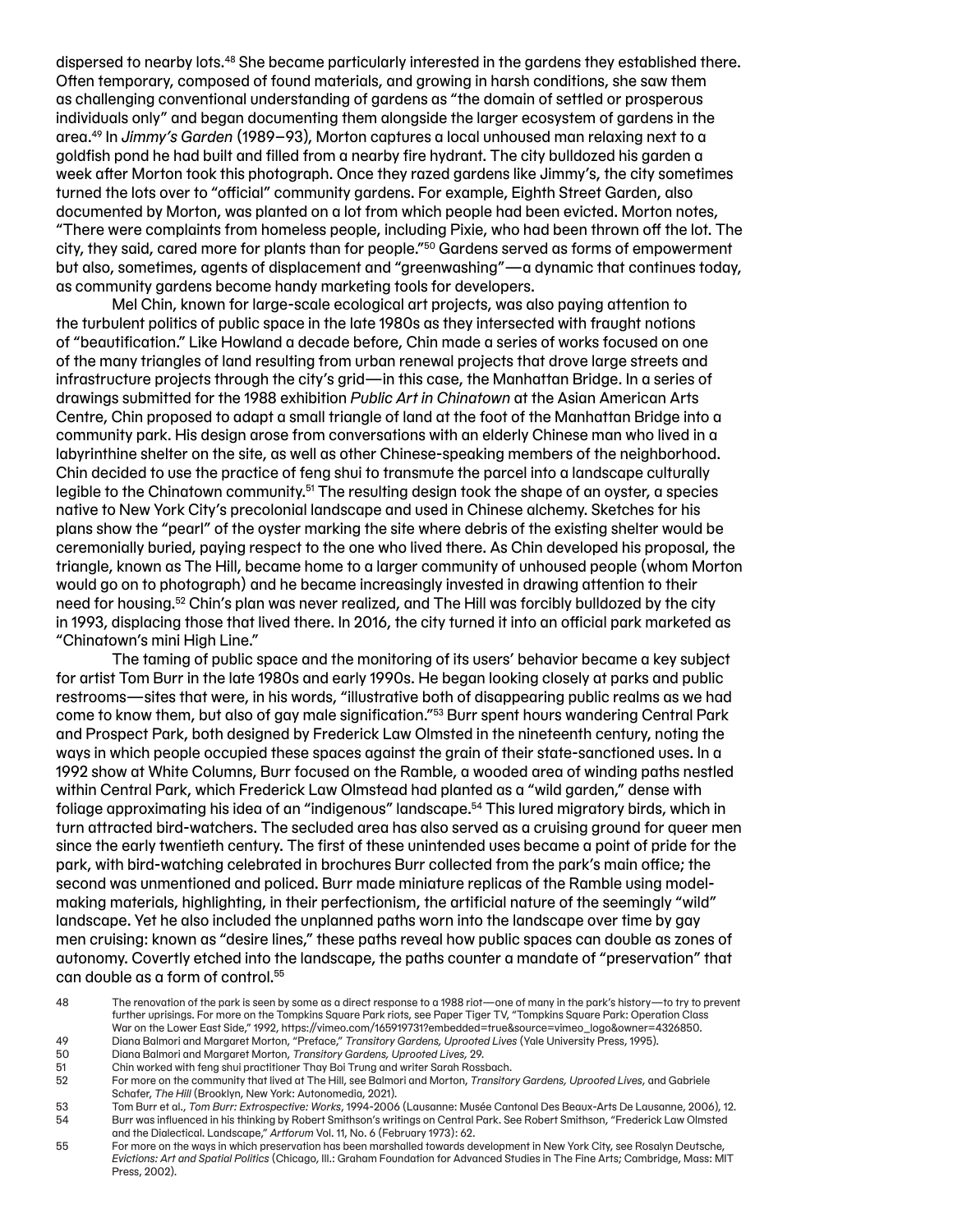dispersed to nearby lots.[48] She became particularly interested in the gardens they established there. Often temporary, composed of found materials, and growing in harsh conditions, she saw them as challenging conventional understanding of gardens as "the domain of settled or prosperous individuals only" and began documenting them alongside the larger ecosystem of gardens in the area.[49] In *Jimmy's Garden* (1989–93), Morton captures a local unhoused man relaxing next to a goldfish pond he had built and filled from a nearby fire hydrant. The city bulldozed his garden a week after Morton took this photograph. Once they razed gardens like Jimmy's, the city sometimes turned the lots over to "official" community gardens. For example, Eighth Street Garden, also documented by Morton, was planted on a lot from which people had been evicted. Morton notes, "There were complaints from homeless people, including Pixie, who had been thrown off the lot. The city, they said, cared more for plants than for people."[50] Gardens served as forms of empowerment but also, sometimes, agents of displacement and "greenwashing"—a dynamic that continues today, as community gardens become handy marketing tools for developers.

Mel Chin, known for large-scale ecological art projects, was also paying attention to the turbulent politics of public space in the late 1980s as they intersected with fraught notions of "beautification." Like Howland a decade before, Chin made a series of works focused on one of the many triangles of land resulting from urban renewal projects that drove large streets and infrastructure projects through the city's grid—in this case, the Manhattan Bridge. In a series of drawings submitted for the 1988 exhibition *Public Art in Chinatown* at the Asian American Arts Centre, Chin proposed to adapt a small triangle of land at the foot of the Manhattan Bridge into a community park. His design arose from conversations with an elderly Chinese man who lived in a labyrinthine shelter on the site, as well as other Chinese-speaking members of the neighborhood. Chin decided to use the practice of feng shui to transmute the parcel into a landscape culturally legible to the Chinatown community.[51] The resulting design took the shape of an oyster, a species native to New York City's precolonial landscape and used in Chinese alchemy. Sketches for his plans show the "pearl" of the oyster marking the site where debris of the existing shelter would be ceremonially buried, paying respect to the one who lived there. As Chin developed his proposal, the triangle, known as The Hill, became home to a larger community of unhoused people (whom Morton would go on to photograph) and he became increasingly invested in drawing attention to their need for housing.[52] Chin's plan was never realized, and The Hill was forcibly bulldozed by the city in 1993, displacing those that lived there. In 2016, the city turned it into an official park marketed as "Chinatown's mini High Line."

The taming of public space and the monitoring of its users' behavior became a key subject for artist Tom Burr in the late 1980s and early 1990s. He began looking closely at parks and public restrooms—sites that were, in his words, "illustrative both of disappearing public realms as we had come to know them, but also of gay male signification."[53] Burr spent hours wandering Central Park and Prospect Park, both designed by Frederick Law Olmsted in the nineteenth century, noting the ways in which people occupied these spaces against the grain of their state-sanctioned uses. In a 1992 show at White Columns, Burr focused on the Ramble, a wooded area of winding paths nestled within Central Park, which Frederick Law Olmstead had planted as a "wild garden," dense with foliage approximating his idea of an "indigenous" landscape.[54] This lured migratory birds, which in turn attracted bird-watchers. The secluded area has also served as a cruising ground for queer men since the early twentieth century. The first of these unintended uses became a point of pride for the park, with bird-watching celebrated in brochures Burr collected from the park's main office; the second was unmentioned and policed. Burr made miniature replicas of the Ramble using model-making materials, highlighting, in their perfectionism, the artificial nature of the seemingly "wild" landscape. Yet he also included the unplanned paths worn into the landscape over time by gay men cruising: known as "desire lines," these paths reveal how public spaces can double as zones of autonomy. Covertly etched into the landscape, the paths counter a mandate of "preservation" that can double as a form of control.[55]

48 The renovation of the park is seen by some as a direct response to a 1988 riot—one of many in the park's history—to try to prevent further uprisings. For more on the Tompkins Square Park riots, see Paper Tiger TV, "Tompkins Square Park: Operation Class War on the Lower East Side," 1992, https://vimeo.com/165919731?embedded=true&source=vimeo_logo&owner=4326850.

49 Diana Balmori and Margaret Morton, "Preface," *Transitory Gardens, Uprooted Lives* (Yale University Press, 1995).

50 Diana Balmori and Margaret Morton, *Transitory Gardens, Uprooted Lives,* 29.

51 Chin worked with feng shui practitioner Thay Boi Trung and writer Sarah Rossbach.

52 For more on the community that lived at The Hill, see Balmori and Morton, *Transitory Gardens, Uprooted Lives,* and Gabriele Schafer, *The Hill* (Brooklyn, New York: Autonomedia, 2021).

53 Tom Burr et al., *Tom Burr: Extrospective: Works*, 1994-2006 (Lausanne: Musée Cantonal Des Beaux-Arts De Lausanne, 2006), 12.

54 Burr was influenced in his thinking by Robert Smithson's writings on Central Park. See Robert Smithson, "Frederick Law Olmsted and the Dialectical. Landscape," *Artforum* Vol. 11, No. 6 (February 1973): 62.

55 For more on the ways in which preservation has been marshalled towards development in New York City, see Rosalyn Deutsche, *Evictions: Art and Spatial Politics* (Chicago, Ill.: Graham Foundation for Advanced Studies in The Fine Arts; Cambridge, Mass: MIT Press, 2002).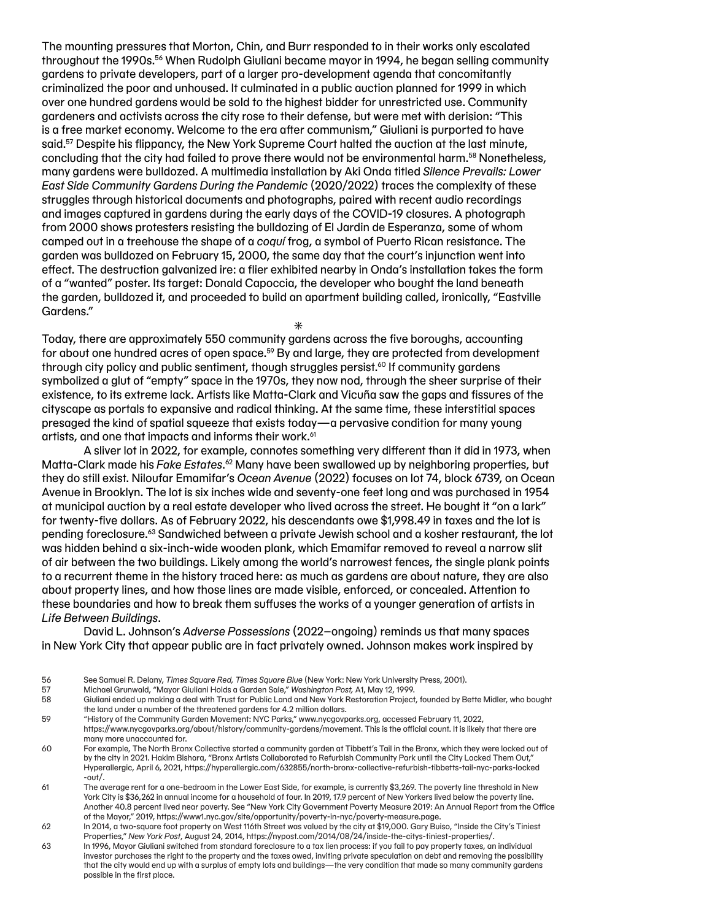The mounting pressures that Morton, Chin, and Burr responded to in their works only escalated throughout the 1990s.[56] When Rudolph Giuliani became mayor in 1994, he began selling community gardens to private developers, part of a larger pro-development agenda that concomitantly criminalized the poor and unhoused. It culminated in a public auction planned for 1999 in which over one hundred gardens would be sold to the highest bidder for unrestricted use. Community gardeners and activists across the city rose to their defense, but were met with derision: "This is a free market economy. Welcome to the era after communism," Giuliani is purported to have said.[57] Despite his flippancy, the New York Supreme Court halted the auction at the last minute, concluding that the city had failed to prove there would not be environmental harm.[58] Nonetheless, many gardens were bulldozed. A multimedia installation by Aki Onda titled *Silence Prevails: Lower East Side Community Gardens During the Pandemic* (2020/2022) traces the complexity of these struggles through historical documents and photographs, paired with recent audio recordings and images captured in gardens during the early days of the COVID-19 closures. A photograph from 2000 shows protesters resisting the bulldozing of El Jardin de Esperanza, some of whom camped out in a treehouse the shape of a *coquí* frog, a symbol of Puerto Rican resistance. The garden was bulldozed on February 15, 2000, the same day that the court's injunction went into effect. The destruction galvanized ire: a flier exhibited nearby in Onda's installation takes the form of a "wanted" poster. Its target: Donald Capoccia, the developer who bought the land beneath the garden, bulldozed it, and proceeded to build an apartment building called, ironically, "Eastville Gardens."

*

Today, there are approximately 550 community gardens across the five boroughs, accounting for about one hundred acres of open space.[59] By and large, they are protected from development through city policy and public sentiment, though struggles persist.[60] If community gardens symbolized a glut of "empty" space in the 1970s, they now nod, through the sheer surprise of their existence, to its extreme lack. Artists like Matta-Clark and Vicuña saw the gaps and fissures of the cityscape as portals to expansive and radical thinking. At the same time, these interstitial spaces presaged the kind of spatial squeeze that exists today—a pervasive condition for many young artists, and one that impacts and informs their work.[61]

A sliver lot in 2022, for example, connotes something very different than it did in 1973, when Matta-Clark made his *Fake Estates*.[62] Many have been swallowed up by neighboring properties, but they do still exist. Niloufar Emamifar's *Ocean Avenue* (2022) focuses on lot 74, block 6739, on Ocean Avenue in Brooklyn. The lot is six inches wide and seventy-one feet long and was purchased in 1954 at municipal auction by a real estate developer who lived across the street. He bought it "on a lark" for twenty-five dollars. As of February 2022, his descendants owe $1,998.49 in taxes and the lot is pending foreclosure.[63] Sandwiched between a private Jewish school and a kosher restaurant, the lot was hidden behind a six-inch-wide wooden plank, which Emamifar removed to reveal a narrow slit of air between the two buildings. Likely among the world's narrowest fences, the single plank points to a recurrent theme in the history traced here: as much as gardens are about nature, they are also about property lines, and how those lines are made visible, enforced, or concealed. Attention to these boundaries and how to break them suffuses the works of a younger generation of artists in *Life Between Buildings*.

David L. Johnson's *Adverse Possessions* (2022–ongoing) reminds us that many spaces in New York City that appear public are in fact privately owned. Johnson makes work inspired by

56 See Samuel R. Delany, *Times Square Red, Times Square Blue* (New York: New York University Press, 2001).

57 Michael Grunwald, "Mayor Giuliani Holds a Garden Sale," *Washington Post,* A1, May 12, 1999.

58 Giuliani ended up making a deal with Trust for Public Land and New York Restoration Project, founded by Bette Midler, who bought the land under a number of the threatened gardens for 4.2 million dollars.

59 "History of the Community Garden Movement: NYC Parks," www.nycgovparks.org, accessed February 11, 2022, https://www.nycgovparks.org/about/history/community-gardens/movement. This is the official count. It is likely that there are many more unaccounted for.

60 For example, The North Bronx Collective started a community garden at Tibbett's Tail in the Bronx, which they were locked out of by the city in 2021. Hakim Bishara, "Bronx Artists Collaborated to Refurbish Community Park until the City Locked Them Out," Hyperallergic, April 6, 2021, https://hyperallergic.com/632855/north-bronx-collective-refurbish-tibbetts-tail-nyc-parks-locked-out/.

61 The average rent for a one-bedroom in the Lower East Side, for example, is currently $3,269. The poverty line threshold in New York City is $36,262 in annual income for a household of four. In 2019, 17.9 percent of New Yorkers lived below the poverty line. Another 40.8 percent lived near poverty. See "New York City Government Poverty Measure 2019: An Annual Report from the Office of the Mayor," 2019, https://www1.nyc.gov/site/opportunity/poverty-in-nyc/poverty-measure.page.

62 In 2014, a two-square foot property on West 116th Street was valued by the city at $19,000. Gary Buiso, "Inside the City's Tiniest Properties," *New York Post*, August 24, 2014, https://nypost.com/2014/08/24/inside-the-citys-tiniest-properties/.

63 In 1996, Mayor Giuliani switched from standard foreclosure to a tax lien process: if you fail to pay property taxes, an individual investor purchases the right to the property and the taxes owed, inviting private speculation on debt and removing the possibility that the city would end up with a surplus of empty lots and buildings—the very condition that made so many community gardens possible in the first place.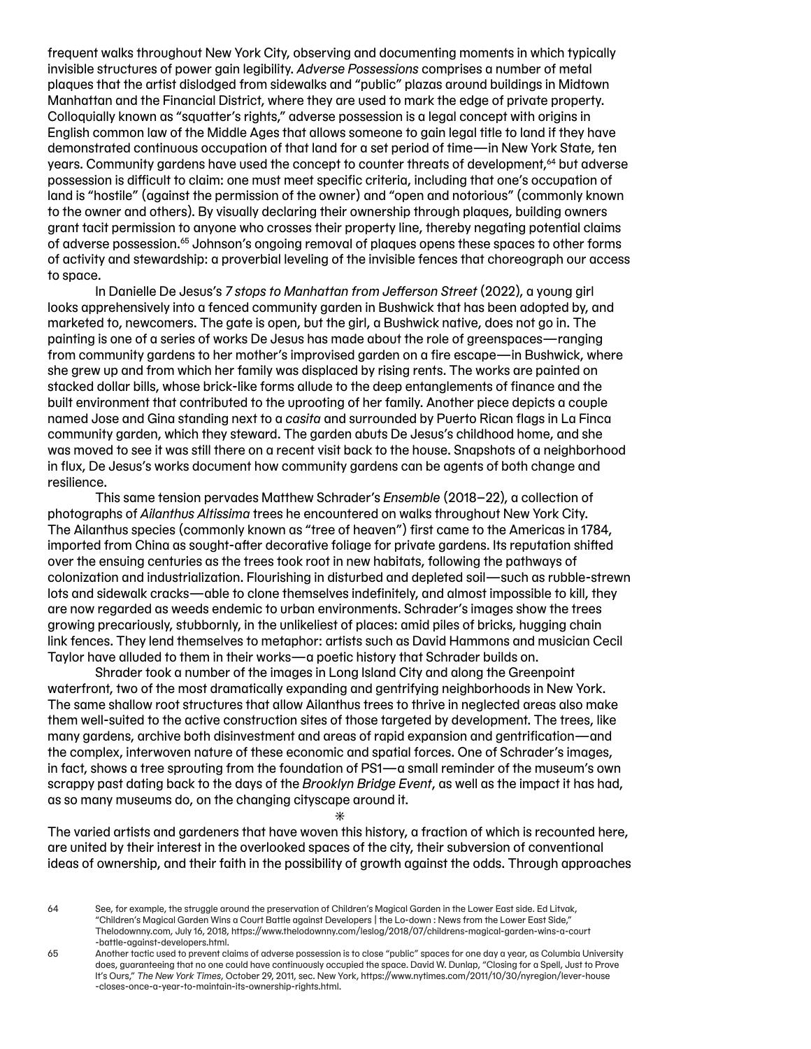frequent walks throughout New York City, observing and documenting moments in which typically invisible structures of power gain legibility. *Adverse Possessions* comprises a number of metal plaques that the artist dislodged from sidewalks and "public" plazas around buildings in Midtown Manhattan and the Financial District, where they are used to mark the edge of private property. Colloquially known as "squatter's rights," adverse possession is a legal concept with origins in English common law of the Middle Ages that allows someone to gain legal title to land if they have demonstrated continuous occupation of that land for a set period of time—in New York State, ten years. Community gardens have used the concept to counter threats of development,[64] but adverse possession is difficult to claim: one must meet specific criteria, including that one's occupation of land is "hostile" (against the permission of the owner) and "open and notorious" (commonly known to the owner and others). By visually declaring their ownership through plaques, building owners grant tacit permission to anyone who crosses their property line, thereby negating potential claims of adverse possession.[65] Johnson's ongoing removal of plaques opens these spaces to other forms of activity and stewardship: a proverbial leveling of the invisible fences that choreograph our access to space.

In Danielle De Jesus's *7 stops to Manhattan from Jefferson Street* (2022), a young girl looks apprehensively into a fenced community garden in Bushwick that has been adopted by, and marketed to, newcomers. The gate is open, but the girl, a Bushwick native, does not go in. The painting is one of a series of works De Jesus has made about the role of greenspaces—ranging from community gardens to her mother's improvised garden on a fire escape—in Bushwick, where she grew up and from which her family was displaced by rising rents. The works are painted on stacked dollar bills, whose brick-like forms allude to the deep entanglements of finance and the built environment that contributed to the uprooting of her family. Another piece depicts a couple named Jose and Gina standing next to a *casita* and surrounded by Puerto Rican flags in La Finca community garden, which they steward. The garden abuts De Jesus's childhood home, and she was moved to see it was still there on a recent visit back to the house. Snapshots of a neighborhood in flux, De Jesus's works document how community gardens can be agents of both change and resilience.

This same tension pervades Matthew Schrader's *Ensemble* (2018–22), a collection of photographs of *Ailanthus Altissima* trees he encountered on walks throughout New York City. The Ailanthus species (commonly known as "tree of heaven") first came to the Americas in 1784, imported from China as sought-after decorative foliage for private gardens. Its reputation shifted over the ensuing centuries as the trees took root in new habitats, following the pathways of colonization and industrialization. Flourishing in disturbed and depleted soil—such as rubble-strewn lots and sidewalk cracks—able to clone themselves indefinitely, and almost impossible to kill, they are now regarded as weeds endemic to urban environments. Schrader's images show the trees growing precariously, stubbornly, in the unlikeliest of places: amid piles of bricks, hugging chain link fences. They lend themselves to metaphor: artists such as David Hammons and musician Cecil Taylor have alluded to them in their works—a poetic history that Schrader builds on.

Shrader took a number of the images in Long Island City and along the Greenpoint waterfront, two of the most dramatically expanding and gentrifying neighborhoods in New York. The same shallow root structures that allow Ailanthus trees to thrive in neglected areas also make them well-suited to the active construction sites of those targeted by development. The trees, like many gardens, archive both disinvestment and areas of rapid expansion and gentrification—and the complex, interwoven nature of these economic and spatial forces. One of Schrader's images, in fact, shows a tree sprouting from the foundation of PS1—a small reminder of the museum's own scrappy past dating back to the days of the *Brooklyn Bridge Event*, as well as the impact it has had, as so many museums do, on the changing cityscape around it.

✳

The varied artists and gardeners that have woven this history, a fraction of which is recounted here, are united by their interest in the overlooked spaces of the city, their subversion of conventional ideas of ownership, and their faith in the possibility of growth against the odds. Through approaches

64 See, for example, the struggle around the preservation of Children's Magical Garden in the Lower East side. Ed Litvak, "Children's Magical Garden Wins a Court Battle against Developers | the Lo-down : News from the Lower East Side," Thelodownny.com, July 16, 2018, https://www.thelodownny.com/leslog/2018/07/childrens-magical-garden-wins-a-court-battle-against-developers.html.

65 Another tactic used to prevent claims of adverse possession is to close "public" spaces for one day a year, as Columbia University does, guaranteeing that no one could have continuously occupied the space. David W. Dunlap, "Closing for a Spell, Just to Prove It's Ours," *The New York Times*, October 29, 2011, sec. New York, https://www.nytimes.com/2011/10/30/nyregion/lever-house-closes-once-a-year-to-maintain-its-ownership-rights.html.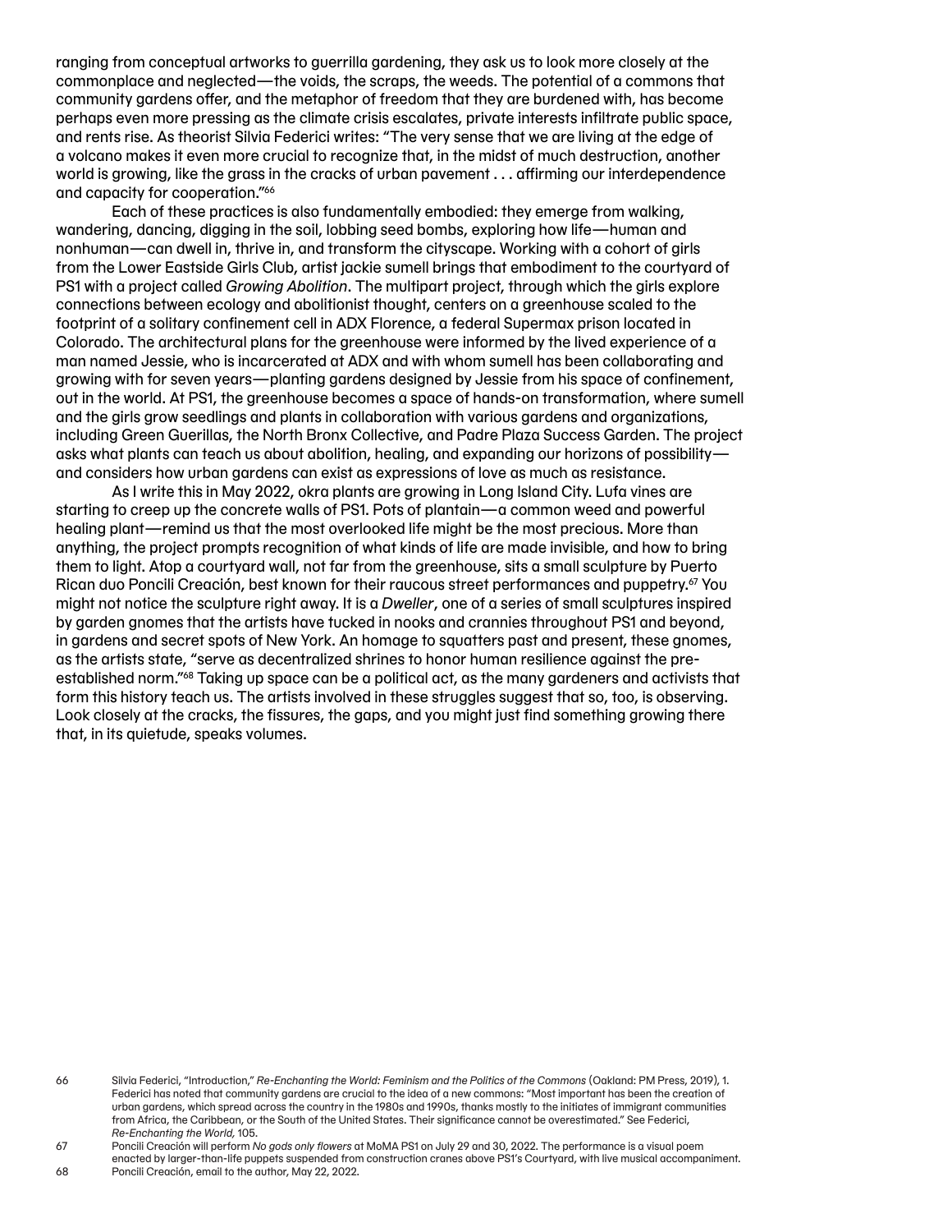ranging from conceptual artworks to guerrilla gardening, they ask us to look more closely at the commonplace and neglected—the voids, the scraps, the weeds. The potential of a commons that community gardens offer, and the metaphor of freedom that they are burdened with, has become perhaps even more pressing as the climate crisis escalates, private interests infiltrate public space, and rents rise. As theorist Silvia Federici writes: "The very sense that we are living at the edge of a volcano makes it even more crucial to recognize that, in the midst of much destruction, another world is growing, like the grass in the cracks of urban pavement . . . affirming our interdependence and capacity for cooperation."[66]

Each of these practices is also fundamentally embodied: they emerge from walking, wandering, dancing, digging in the soil, lobbing seed bombs, exploring how life—human and nonhuman—can dwell in, thrive in, and transform the cityscape. Working with a cohort of girls from the Lower Eastside Girls Club, artist jackie sumell brings that embodiment to the courtyard of PS1 with a project called *Growing Abolition*. The multipart project, through which the girls explore connections between ecology and abolitionist thought, centers on a greenhouse scaled to the footprint of a solitary confinement cell in ADX Florence, a federal Supermax prison located in Colorado. The architectural plans for the greenhouse were informed by the lived experience of a man named Jessie, who is incarcerated at ADX and with whom sumell has been collaborating and growing with for seven years—planting gardens designed by Jessie from his space of confinement, out in the world. At PS1, the greenhouse becomes a space of hands-on transformation, where sumell and the girls grow seedlings and plants in collaboration with various gardens and organizations, including Green Guerillas, the North Bronx Collective, and Padre Plaza Success Garden. The project asks what plants can teach us about abolition, healing, and expanding our horizons of possibility—and considers how urban gardens can exist as expressions of love as much as resistance.

As I write this in May 2022, okra plants are growing in Long Island City. Lufa vines are starting to creep up the concrete walls of PS1. Pots of plantain—a common weed and powerful healing plant—remind us that the most overlooked life might be the most precious. More than anything, the project prompts recognition of what kinds of life are made invisible, and how to bring them to light. Atop a courtyard wall, not far from the greenhouse, sits a small sculpture by Puerto Rican duo Poncili Creación, best known for their raucous street performances and puppetry.[67] You might not notice the sculpture right away. It is a *Dweller*, one of a series of small sculptures inspired by garden gnomes that the artists have tucked in nooks and crannies throughout PS1 and beyond, in gardens and secret spots of New York. An homage to squatters past and present, these gnomes, as the artists state, "serve as decentralized shrines to honor human resilience against the pre-established norm."[68] Taking up space can be a political act, as the many gardeners and activists that form this history teach us. The artists involved in these struggles suggest that so, too, is observing. Look closely at the cracks, the fissures, the gaps, and you might just find something growing there that, in its quietude, speaks volumes.

---

66 Silvia Federici, "Introduction," *Re-Enchanting the World: Feminism and the Politics of the Commons* (Oakland: PM Press, 2019), 1. Federici has noted that community gardens are crucial to the idea of a new commons: "Most important has been the creation of urban gardens, which spread across the country in the 1980s and 1990s, thanks mostly to the initiates of immigrant communities from Africa, the Caribbean, or the South of the United States. Their significance cannot be overestimated." See Federici, *Re-Enchanting the World,* 105.

67 Poncili Creación will perform *No gods only flowers* at MoMA PS1 on July 29 and 30, 2022. The performance is a visual poem enacted by larger-than-life puppets suspended from construction cranes above PS1's Courtyard, with live musical accompaniment.

68 Poncili Creación, email to the author, May 22, 2022.